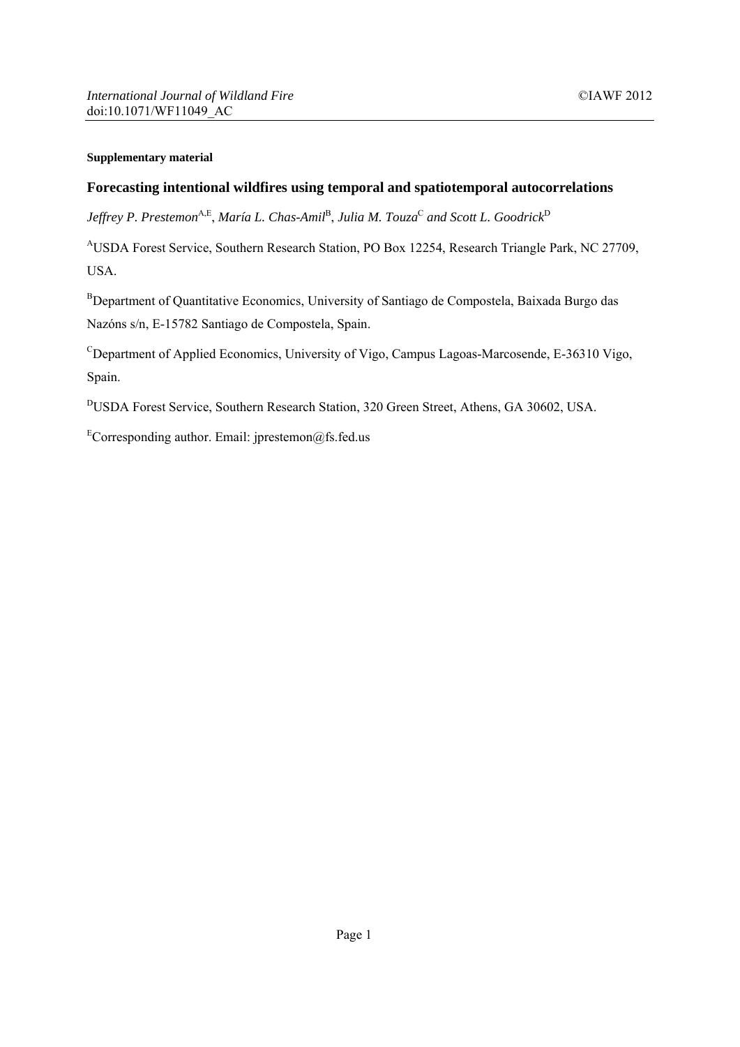**Supplementary material**

## Forecasting intentional wildfires using temporal and spatiotemporal autocorrelations

*Jeffrey P. Prestemon*[A,E], *María L. Chas-Amil*[B], *Julia M. Touza*[C] *and Scott L. Goodrick*[D]

[A]USDA Forest Service, Southern Research Station, PO Box 12254, Research Triangle Park, NC 27709, USA.

[B]Department of Quantitative Economics, University of Santiago de Compostela, Baixada Burgo das Nazóns s/n, E-15782 Santiago de Compostela, Spain.

[C]Department of Applied Economics, University of Vigo, Campus Lagoas-Marcosende, E-36310 Vigo, Spain.

[D]USDA Forest Service, Southern Research Station, 320 Green Street, Athens, GA 30602, USA.

[E]Corresponding author. Email: jprestemon@fs.fed.us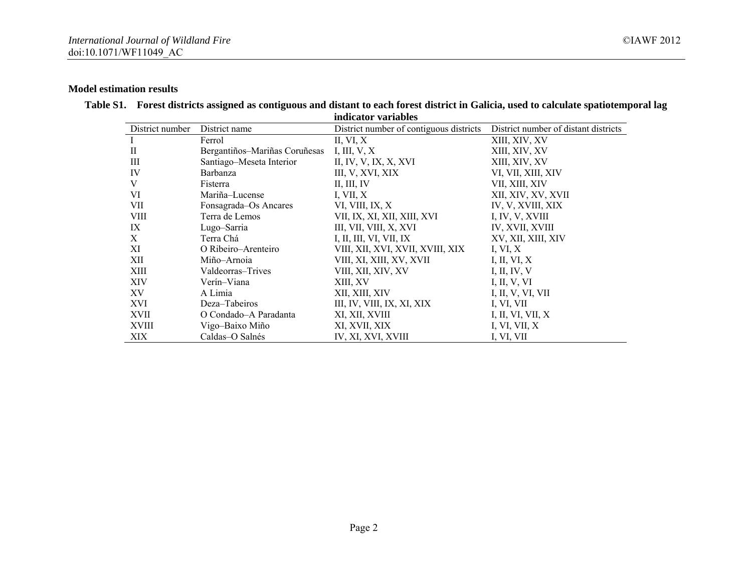## Model estimation results

**Table S1. Forest districts assigned as contiguous and distant to each forest district in Galicia, used to calculate spatiotemporal lag indicator variables**

| District number | District name | District number of contiguous districts | District number of distant districts |
|---|---|---|---|
| I | Ferrol | II, VI, X | XIII, XIV, XV |
| II | Bergantiños–Mariñas Coruñesas | I, III, V, X | XIII, XIV, XV |
| III | Santiago–Meseta Interior | II, IV, V, IX, X, XVI | XIII, XIV, XV |
| IV | Barbanza | III, V, XVI, XIX | VI, VII, XIII, XIV |
| V | Fisterra | II, III, IV | VII, XIII, XIV |
| VI | Mariña–Lucense | I, VII, X | XII, XIV, XV, XVII |
| VII | Fonsagrada–Os Ancares | VI, VIII, IX, X | IV, V, XVIII, XIX |
| VIII | Terra de Lemos | VII, IX, XI, XII, XIII, XVI | I, IV, V, XVIII |
| IX | Lugo–Sarria | III, VII, VIII, X, XVI | IV, XVII, XVIII |
| X | Terra Chá | I, II, III, VI, VII, IX | XV, XII, XIII, XIV |
| XI | O Ribeiro–Arenteiro | VIII, XII, XVI, XVII, XVIII, XIX | I, VI, X |
| XII | Miño–Arnoia | VIII, XI, XIII, XV, XVII | I, II, VI, X |
| XIII | Valdeorras–Trives | VIII, XII, XIV, XV | I, II, IV, V |
| XIV | Verín–Viana | XIII, XV | I, II, V, VI |
| XV | A Limia | XII, XIII, XIV | I, II, V, VI, VII |
| XVI | Deza–Tabeiros | III, IV, VIII, IX, XI, XIX | I, VI, VII |
| XVII | O Condado–A Paradanta | XI, XII, XVIII | I, II, VI, VII, X |
| XVIII | Vigo–Baixo Miño | XI, XVII, XIX | I, VI, VII, X |
| XIX | Caldas–O Salnés | IV, XI, XVI, XVIII | I, VI, VII |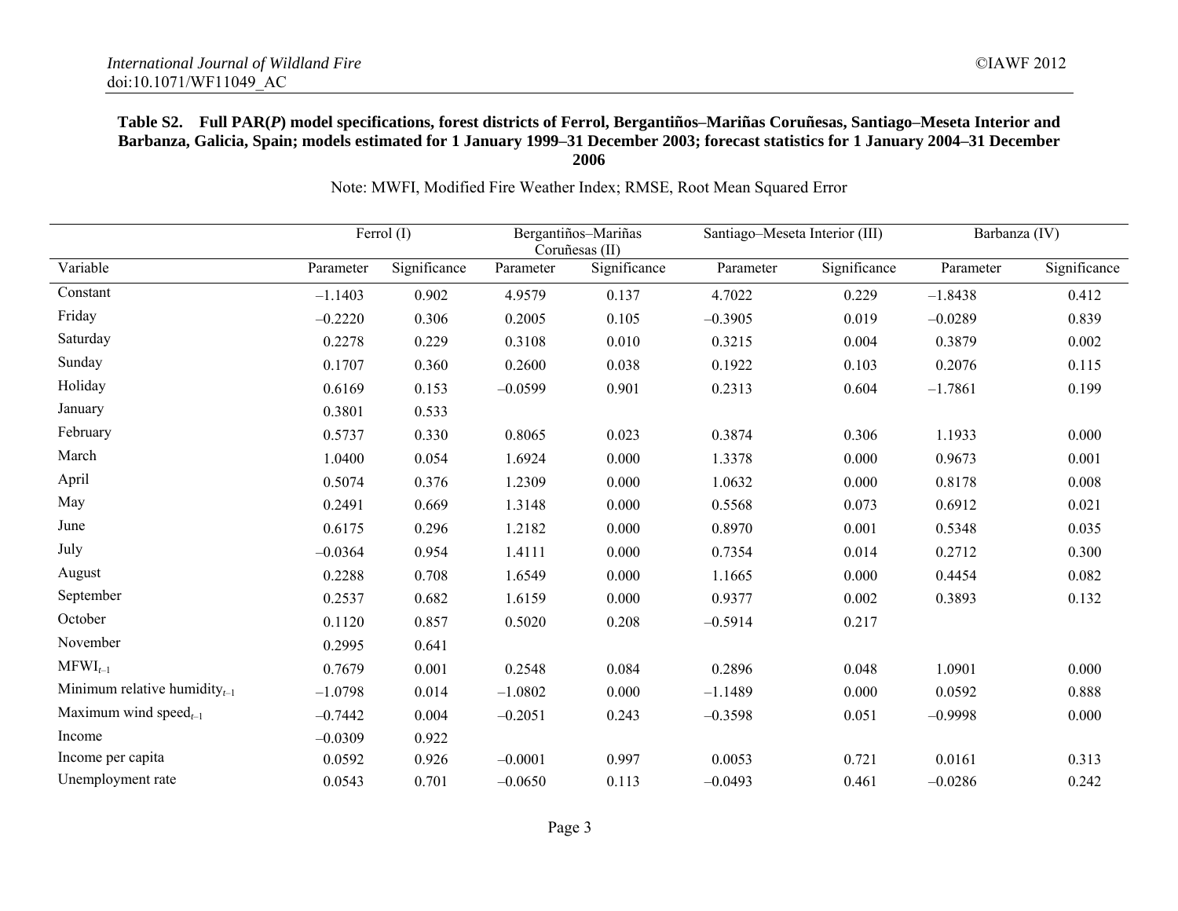**Table S2. Full PAR(*P*) model specifications, forest districts of Ferrol, Bergantiños–Mariñas Coruñesas, Santiago–Meseta Interior and Barbanza, Galicia, Spain; models estimated for 1 January 1999–31 December 2003; forecast statistics for 1 January 2004–31 December 2006**

Note: MWFI, Modified Fire Weather Index; RMSE, Root Mean Squared Error

| | Ferrol (I) | | Bergantiños–Mariñas Coruñesas (II) | | Santiago–Meseta Interior (III) | | Barbanza (IV) | |
|---|---|---|---|---|---|---|---|---|
| Variable | Parameter | Significance | Parameter | Significance | Parameter | Significance | Parameter | Significance |
| Constant | –1.1403 | 0.902 | 4.9579 | 0.137 | 4.7022 | 0.229 | –1.8438 | 0.412 |
| Friday | –0.2220 | 0.306 | 0.2005 | 0.105 | –0.3905 | 0.019 | –0.0289 | 0.839 |
| Saturday | 0.2278 | 0.229 | 0.3108 | 0.010 | 0.3215 | 0.004 | 0.3879 | 0.002 |
| Sunday | 0.1707 | 0.360 | 0.2600 | 0.038 | 0.1922 | 0.103 | 0.2076 | 0.115 |
| Holiday | 0.6169 | 0.153 | –0.0599 | 0.901 | 0.2313 | 0.604 | –1.7861 | 0.199 |
| January | 0.3801 | 0.533 | | | | | | |
| February | 0.5737 | 0.330 | 0.8065 | 0.023 | 0.3874 | 0.306 | 1.1933 | 0.000 |
| March | 1.0400 | 0.054 | 1.6924 | 0.000 | 1.3378 | 0.000 | 0.9673 | 0.001 |
| April | 0.5074 | 0.376 | 1.2309 | 0.000 | 1.0632 | 0.000 | 0.8178 | 0.008 |
| May | 0.2491 | 0.669 | 1.3148 | 0.000 | 0.5568 | 0.073 | 0.6912 | 0.021 |
| June | 0.6175 | 0.296 | 1.2182 | 0.000 | 0.8970 | 0.001 | 0.5348 | 0.035 |
| July | –0.0364 | 0.954 | 1.4111 | 0.000 | 0.7354 | 0.014 | 0.2712 | 0.300 |
| August | 0.2288 | 0.708 | 1.6549 | 0.000 | 1.1665 | 0.000 | 0.4454 | 0.082 |
| September | 0.2537 | 0.682 | 1.6159 | 0.000 | 0.9377 | 0.002 | 0.3893 | 0.132 |
| October | 0.1120 | 0.857 | 0.5020 | 0.208 | –0.5914 | 0.217 | | |
| November | 0.2995 | 0.641 | | | | | | |
| $MFWI_{t-1}$ | 0.7679 | 0.001 | 0.2548 | 0.084 | 0.2896 | 0.048 | 1.0901 | 0.000 |
| Minimum relative humidity$_{t-1}$ | –1.0798 | 0.014 | –1.0802 | 0.000 | –1.1489 | 0.000 | 0.0592 | 0.888 |
| Maximum wind speed$_{t-1}$ | –0.7442 | 0.004 | –0.2051 | 0.243 | –0.3598 | 0.051 | –0.9998 | 0.000 |
| Income | –0.0309 | 0.922 | | | | | | |
| Income per capita | 0.0592 | 0.926 | –0.0001 | 0.997 | 0.0053 | 0.721 | 0.0161 | 0.313 |
| Unemployment rate | 0.0543 | 0.701 | –0.0650 | 0.113 | –0.0493 | 0.461 | –0.0286 | 0.242 |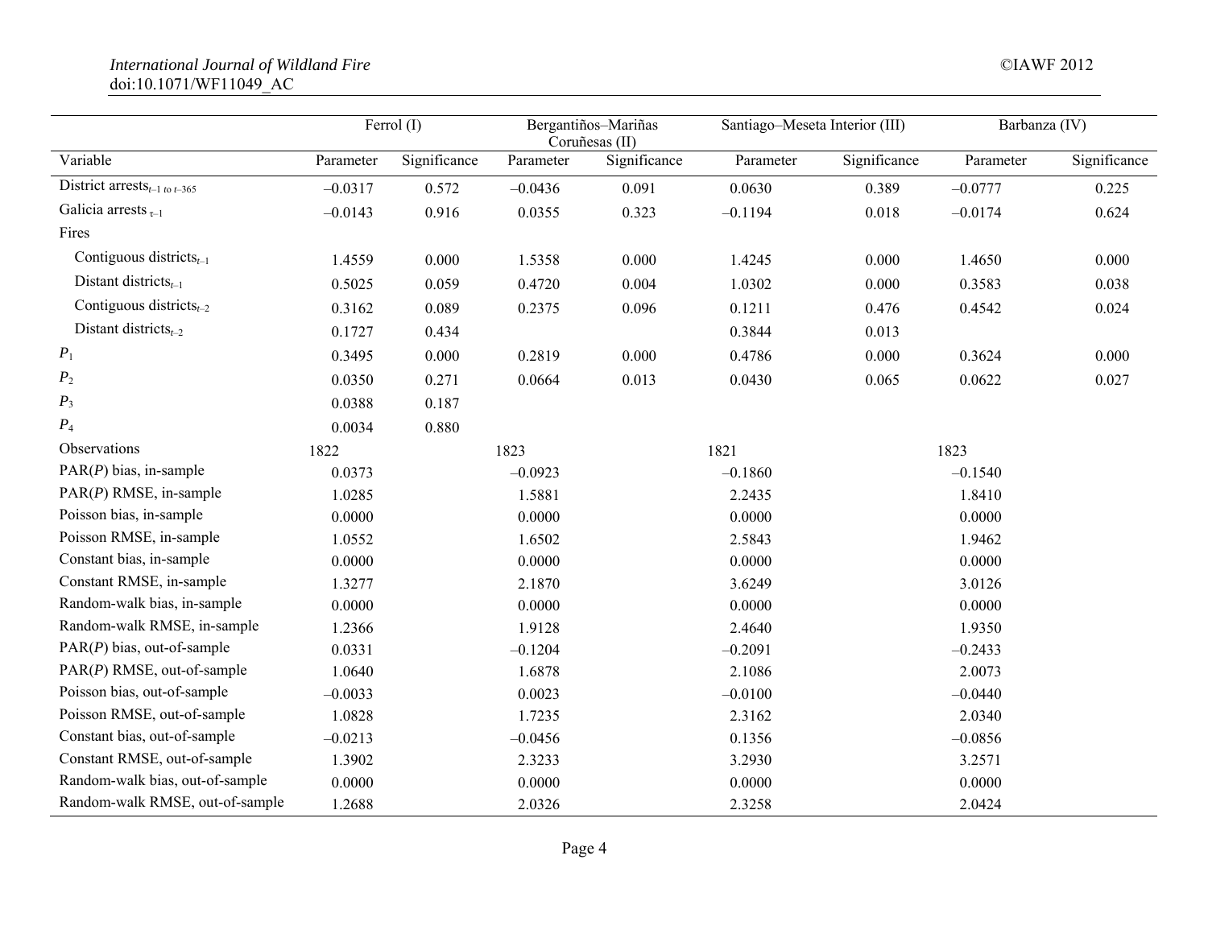| | Ferrol (I) | | Bergantiños–Mariñas Coruñesas (II) | | Santiago–Meseta Interior (III) | | Barbanza (IV) | |
|---|---|---|---|---|---|---|---|---|
| Variable | Parameter | Significance | Parameter | Significance | Parameter | Significance | Parameter | Significance |
| District arrests$_{t-1\ to\ t-365}$ | –0.0317 | 0.572 | –0.0436 | 0.091 | 0.0630 | 0.389 | –0.0777 | 0.225 |
| Galicia arrests$_{\tau-1}$ | –0.0143 | 0.916 | 0.0355 | 0.323 | –0.1194 | 0.018 | –0.0174 | 0.624 |
| Fires | | | | | | | | |
| Contiguous districts$_{t-1}$ | 1.4559 | 0.000 | 1.5358 | 0.000 | 1.4245 | 0.000 | 1.4650 | 0.000 |
| Distant districts$_{t-1}$ | 0.5025 | 0.059 | 0.4720 | 0.004 | 1.0302 | 0.000 | 0.3583 | 0.038 |
| Contiguous districts$_{t-2}$ | 0.3162 | 0.089 | 0.2375 | 0.096 | 0.1211 | 0.476 | 0.4542 | 0.024 |
| Distant districts$_{t-2}$ | 0.1727 | 0.434 | | | 0.3844 | 0.013 | | |
| $P_1$ | 0.3495 | 0.000 | 0.2819 | 0.000 | 0.4786 | 0.000 | 0.3624 | 0.000 |
| $P_2$ | 0.0350 | 0.271 | 0.0664 | 0.013 | 0.0430 | 0.065 | 0.0622 | 0.027 |
| $P_3$ | 0.0388 | 0.187 | | | | | | |
| $P_4$ | 0.0034 | 0.880 | | | | | | |
| Observations | 1822 | | 1823 | | 1821 | | 1823 | |
| PAR($P$) bias, in-sample | 0.0373 | | –0.0923 | | –0.1860 | | –0.1540 | |
| PAR($P$) RMSE, in-sample | 1.0285 | | 1.5881 | | 2.2435 | | 1.8410 | |
| Poisson bias, in-sample | 0.0000 | | 0.0000 | | 0.0000 | | 0.0000 | |
| Poisson RMSE, in-sample | 1.0552 | | 1.6502 | | 2.5843 | | 1.9462 | |
| Constant bias, in-sample | 0.0000 | | 0.0000 | | 0.0000 | | 0.0000 | |
| Constant RMSE, in-sample | 1.3277 | | 2.1870 | | 3.6249 | | 3.0126 | |
| Random-walk bias, in-sample | 0.0000 | | 0.0000 | | 0.0000 | | 0.0000 | |
| Random-walk RMSE, in-sample | 1.2366 | | 1.9128 | | 2.4640 | | 1.9350 | |
| PAR($P$) bias, out-of-sample | 0.0331 | | –0.1204 | | –0.2091 | | –0.2433 | |
| PAR($P$) RMSE, out-of-sample | 1.0640 | | 1.6878 | | 2.1086 | | 2.0073 | |
| Poisson bias, out-of-sample | –0.0033 | | 0.0023 | | –0.0100 | | –0.0440 | |
| Poisson RMSE, out-of-sample | 1.0828 | | 1.7235 | | 2.3162 | | 2.0340 | |
| Constant bias, out-of-sample | –0.0213 | | –0.0456 | | 0.1356 | | –0.0856 | |
| Constant RMSE, out-of-sample | 1.3902 | | 2.3233 | | 3.2930 | | 3.2571 | |
| Random-walk bias, out-of-sample | 0.0000 | | 0.0000 | | 0.0000 | | 0.0000 | |
| Random-walk RMSE, out-of-sample | 1.2688 | | 2.0326 | | 2.3258 | | 2.0424 | |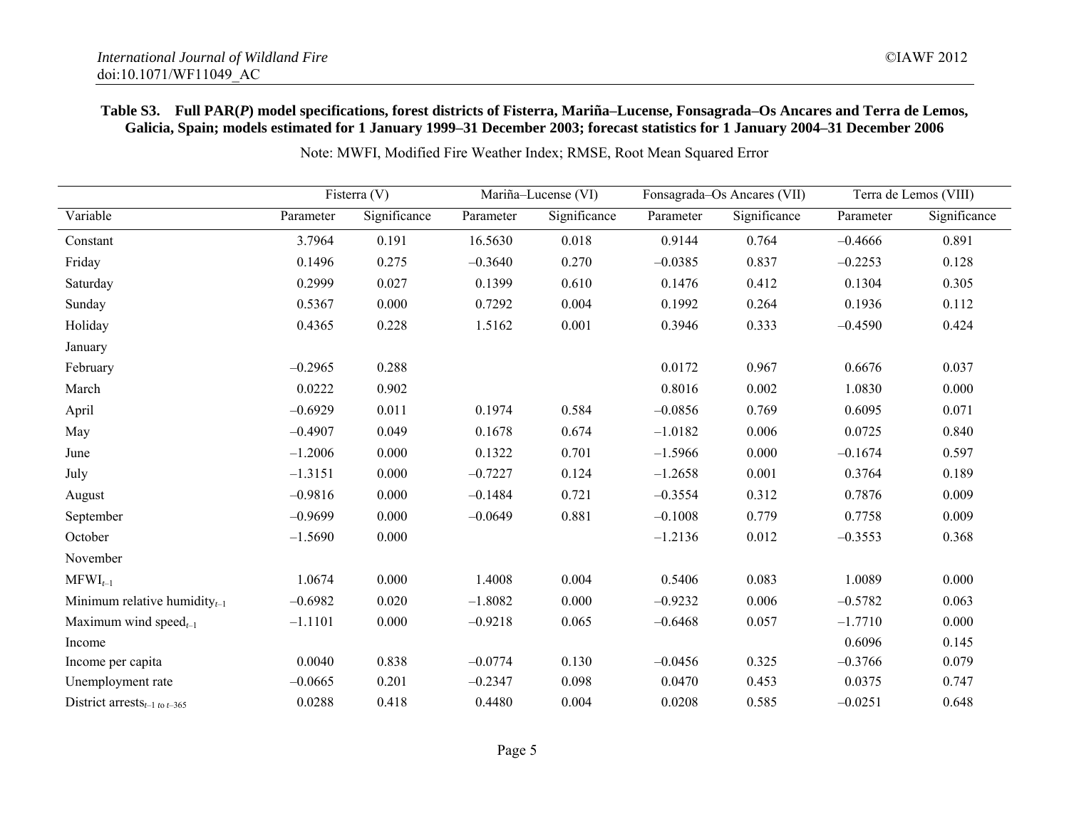**Table S3. Full PAR(*P*) model specifications, forest districts of Fisterra, Mariña–Lucense, Fonsagrada–Os Ancares and Terra de Lemos, Galicia, Spain; models estimated for 1 January 1999–31 December 2003; forecast statistics for 1 January 2004–31 December 2006**

Note: MWFI, Modified Fire Weather Index; RMSE, Root Mean Squared Error

| | Fisterra (V) | | Mariña–Lucense (VI) | | Fonsagrada–Os Ancares (VII) | | Terra de Lemos (VIII) | |
|---|---|---|---|---|---|---|---|---|
| Variable | Parameter | Significance | Parameter | Significance | Parameter | Significance | Parameter | Significance |
| Constant | 3.7964 | 0.191 | 16.5630 | 0.018 | 0.9144 | 0.764 | –0.4666 | 0.891 |
| Friday | 0.1496 | 0.275 | –0.3640 | 0.270 | –0.0385 | 0.837 | –0.2253 | 0.128 |
| Saturday | 0.2999 | 0.027 | 0.1399 | 0.610 | 0.1476 | 0.412 | 0.1304 | 0.305 |
| Sunday | 0.5367 | 0.000 | 0.7292 | 0.004 | 0.1992 | 0.264 | 0.1936 | 0.112 |
| Holiday | 0.4365 | 0.228 | 1.5162 | 0.001 | 0.3946 | 0.333 | –0.4590 | 0.424 |
| January | | | | | | | | |
| February | –0.2965 | 0.288 | | | 0.0172 | 0.967 | 0.6676 | 0.037 |
| March | 0.0222 | 0.902 | | | 0.8016 | 0.002 | 1.0830 | 0.000 |
| April | –0.6929 | 0.011 | 0.1974 | 0.584 | –0.0856 | 0.769 | 0.6095 | 0.071 |
| May | –0.4907 | 0.049 | 0.1678 | 0.674 | –1.0182 | 0.006 | 0.0725 | 0.840 |
| June | –1.2006 | 0.000 | 0.1322 | 0.701 | –1.5966 | 0.000 | –0.1674 | 0.597 |
| July | –1.3151 | 0.000 | –0.7227 | 0.124 | –1.2658 | 0.001 | 0.3764 | 0.189 |
| August | –0.9816 | 0.000 | –0.1484 | 0.721 | –0.3554 | 0.312 | 0.7876 | 0.009 |
| September | –0.9699 | 0.000 | –0.0649 | 0.881 | –0.1008 | 0.779 | 0.7758 | 0.009 |
| October | –1.5690 | 0.000 | | | –1.2136 | 0.012 | –0.3553 | 0.368 |
| November | | | | | | | | |
| $MFWI_{t-1}$ | 1.0674 | 0.000 | 1.4008 | 0.004 | 0.5406 | 0.083 | 1.0089 | 0.000 |
| Minimum relative humidity$_{t-1}$ | –0.6982 | 0.020 | –1.8082 | 0.000 | –0.9232 | 0.006 | –0.5782 | 0.063 |
| Maximum wind speed$_{t-1}$ | –1.1101 | 0.000 | –0.9218 | 0.065 | –0.6468 | 0.057 | –1.7710 | 0.000 |
| Income | | | | | | | 0.6096 | 0.145 |
| Income per capita | 0.0040 | 0.838 | –0.0774 | 0.130 | –0.0456 | 0.325 | –0.3766 | 0.079 |
| Unemployment rate | –0.0665 | 0.201 | –0.2347 | 0.098 | 0.0470 | 0.453 | 0.0375 | 0.747 |
| District arrests$_{t-1\ to\ t-365}$ | 0.0288 | 0.418 | 0.4480 | 0.004 | 0.0208 | 0.585 | –0.0251 | 0.648 |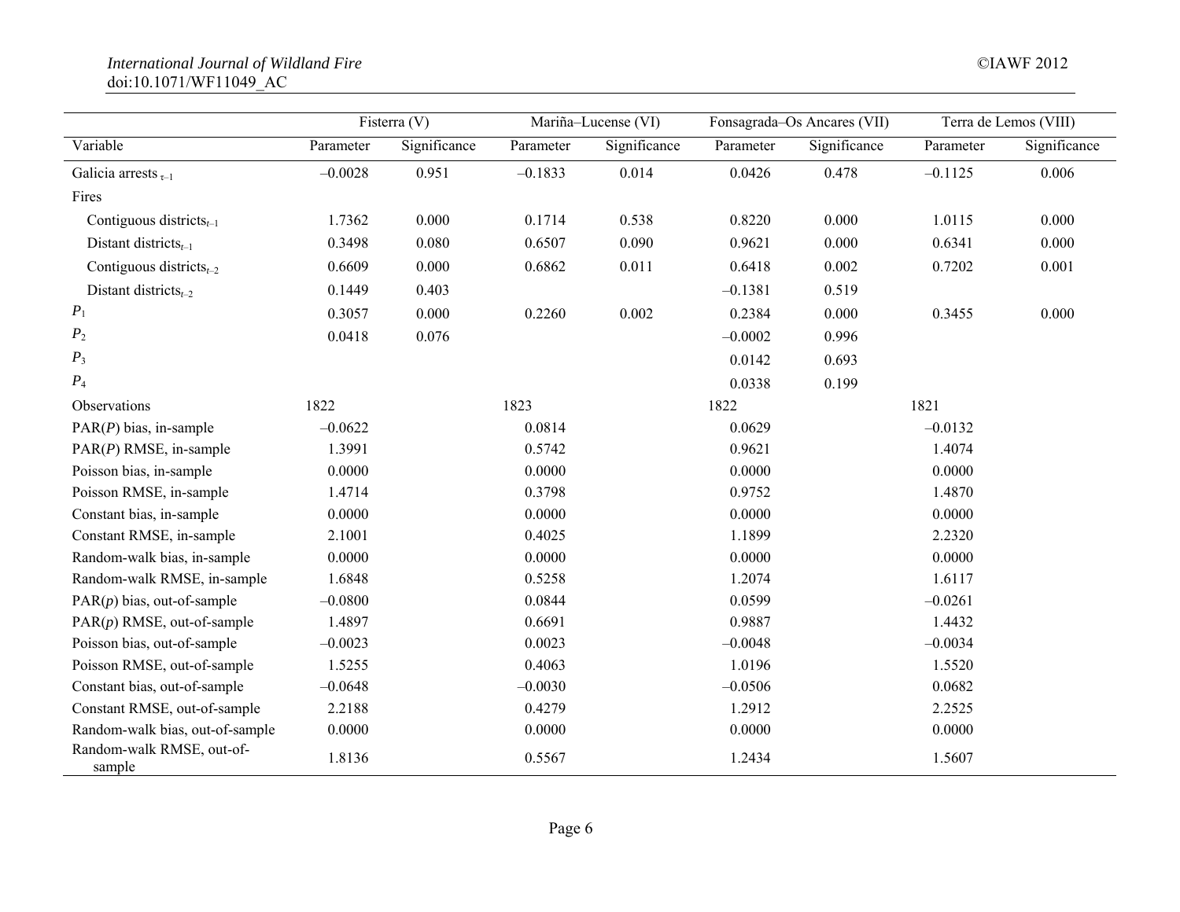| | Fisterra (V) | | Mariña–Lucense (VI) | | Fonsagrada–Os Ancares (VII) | | Terra de Lemos (VIII) | |
|---|---|---|---|---|---|---|---|---|
| Variable | Parameter | Significance | Parameter | Significance | Parameter | Significance | Parameter | Significance |
| Galicia arrests $_{\tau-1}$ | –0.0028 | 0.951 | –0.1833 | 0.014 | 0.0426 | 0.478 | –0.1125 | 0.006 |
| Fires | | | | | | | | |
| Contiguous districts$_{t-1}$ | 1.7362 | 0.000 | 0.1714 | 0.538 | 0.8220 | 0.000 | 1.0115 | 0.000 |
| Distant districts$_{t-1}$ | 0.3498 | 0.080 | 0.6507 | 0.090 | 0.9621 | 0.000 | 0.6341 | 0.000 |
| Contiguous districts$_{t-2}$ | 0.6609 | 0.000 | 0.6862 | 0.011 | 0.6418 | 0.002 | 0.7202 | 0.001 |
| Distant districts$_{t-2}$ | 0.1449 | 0.403 | | | –0.1381 | 0.519 | | |
| $P_1$ | 0.3057 | 0.000 | 0.2260 | 0.002 | 0.2384 | 0.000 | 0.3455 | 0.000 |
| $P_2$ | 0.0418 | 0.076 | | | –0.0002 | 0.996 | | |
| $P_3$ | | | | | 0.0142 | 0.693 | | |
| $P_4$ | | | | | 0.0338 | 0.199 | | |
| Observations | 1822 | | 1823 | | 1822 | | 1821 | |
| PAR($P$) bias, in-sample | –0.0622 | | 0.0814 | | 0.0629 | | –0.0132 | |
| PAR($P$) RMSE, in-sample | 1.3991 | | 0.5742 | | 0.9621 | | 1.4074 | |
| Poisson bias, in-sample | 0.0000 | | 0.0000 | | 0.0000 | | 0.0000 | |
| Poisson RMSE, in-sample | 1.4714 | | 0.3798 | | 0.9752 | | 1.4870 | |
| Constant bias, in-sample | 0.0000 | | 0.0000 | | 0.0000 | | 0.0000 | |
| Constant RMSE, in-sample | 2.1001 | | 0.4025 | | 1.1899 | | 2.2320 | |
| Random-walk bias, in-sample | 0.0000 | | 0.0000 | | 0.0000 | | 0.0000 | |
| Random-walk RMSE, in-sample | 1.6848 | | 0.5258 | | 1.2074 | | 1.6117 | |
| PAR($p$) bias, out-of-sample | –0.0800 | | 0.0844 | | 0.0599 | | –0.0261 | |
| PAR($p$) RMSE, out-of-sample | 1.4897 | | 0.6691 | | 0.9887 | | 1.4432 | |
| Poisson bias, out-of-sample | –0.0023 | | 0.0023 | | –0.0048 | | –0.0034 | |
| Poisson RMSE, out-of-sample | 1.5255 | | 0.4063 | | 1.0196 | | 1.5520 | |
| Constant bias, out-of-sample | –0.0648 | | –0.0030 | | –0.0506 | | 0.0682 | |
| Constant RMSE, out-of-sample | 2.2188 | | 0.4279 | | 1.2912 | | 2.2525 | |
| Random-walk bias, out-of-sample | 0.0000 | | 0.0000 | | 0.0000 | | 0.0000 | |
| Random-walk RMSE, out-of-sample | 1.8136 | | 0.5567 | | 1.2434 | | 1.5607 | |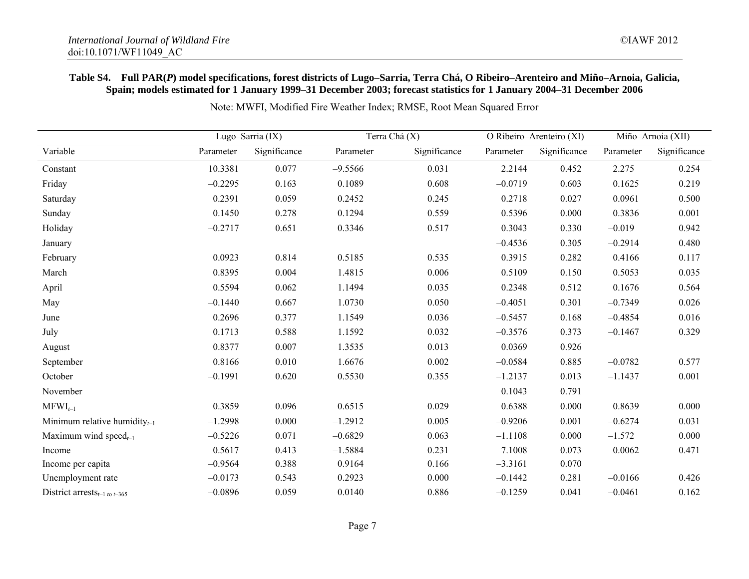**Table S4. Full PAR(*P*) model specifications, forest districts of Lugo–Sarria, Terra Chá, O Ribeiro–Arenteiro and Miño–Arnoia, Galicia, Spain; models estimated for 1 January 1999–31 December 2003; forecast statistics for 1 January 2004–31 December 2006**

Note: MWFI, Modified Fire Weather Index; RMSE, Root Mean Squared Error

| | Lugo–Sarria (IX) | | Terra Chá (X) | | O Ribeiro–Arenteiro (XI) | | Miño–Arnoia (XII) | |
|---|---|---|---|---|---|---|---|---|
| Variable | Parameter | Significance | Parameter | Significance | Parameter | Significance | Parameter | Significance |
| Constant | 10.3381 | 0.077 | –9.5566 | 0.031 | 2.2144 | 0.452 | 2.275 | 0.254 |
| Friday | –0.2295 | 0.163 | 0.1089 | 0.608 | –0.0719 | 0.603 | 0.1625 | 0.219 |
| Saturday | 0.2391 | 0.059 | 0.2452 | 0.245 | 0.2718 | 0.027 | 0.0961 | 0.500 |
| Sunday | 0.1450 | 0.278 | 0.1294 | 0.559 | 0.5396 | 0.000 | 0.3836 | 0.001 |
| Holiday | –0.2717 | 0.651 | 0.3346 | 0.517 | 0.3043 | 0.330 | –0.019 | 0.942 |
| January | | | | | –0.4536 | 0.305 | –0.2914 | 0.480 |
| February | 0.0923 | 0.814 | 0.5185 | 0.535 | 0.3915 | 0.282 | 0.4166 | 0.117 |
| March | 0.8395 | 0.004 | 1.4815 | 0.006 | 0.5109 | 0.150 | 0.5053 | 0.035 |
| April | 0.5594 | 0.062 | 1.1494 | 0.035 | 0.2348 | 0.512 | 0.1676 | 0.564 |
| May | –0.1440 | 0.667 | 1.0730 | 0.050 | –0.4051 | 0.301 | –0.7349 | 0.026 |
| June | 0.2696 | 0.377 | 1.1549 | 0.036 | –0.5457 | 0.168 | –0.4854 | 0.016 |
| July | 0.1713 | 0.588 | 1.1592 | 0.032 | –0.3576 | 0.373 | –0.1467 | 0.329 |
| August | 0.8377 | 0.007 | 1.3535 | 0.013 | 0.0369 | 0.926 | | |
| September | 0.8166 | 0.010 | 1.6676 | 0.002 | –0.0584 | 0.885 | –0.0782 | 0.577 |
| October | –0.1991 | 0.620 | 0.5530 | 0.355 | –1.2137 | 0.013 | –1.1437 | 0.001 |
| November | | | | | 0.1043 | 0.791 | | |
| $\text{MFWI}_{t-1}$ | 0.3859 | 0.096 | 0.6515 | 0.029 | 0.6388 | 0.000 | 0.8639 | 0.000 |
| Minimum relative humidity$_{t-1}$ | –1.2998 | 0.000 | –1.2912 | 0.005 | –0.9206 | 0.001 | –0.6274 | 0.031 |
| Maximum wind speed$_{t-1}$ | –0.5226 | 0.071 | –0.6829 | 0.063 | –1.1108 | 0.000 | –1.572 | 0.000 |
| Income | 0.5617 | 0.413 | –1.5884 | 0.231 | 7.1008 | 0.073 | 0.0062 | 0.471 |
| Income per capita | –0.9564 | 0.388 | 0.9164 | 0.166 | –3.3161 | 0.070 | | |
| Unemployment rate | –0.0173 | 0.543 | 0.2923 | 0.000 | –0.1442 | 0.281 | –0.0166 | 0.426 |
| District arrests$_{t-1\ to\ t-365}$ | –0.0896 | 0.059 | 0.0140 | 0.886 | –0.1259 | 0.041 | –0.0461 | 0.162 |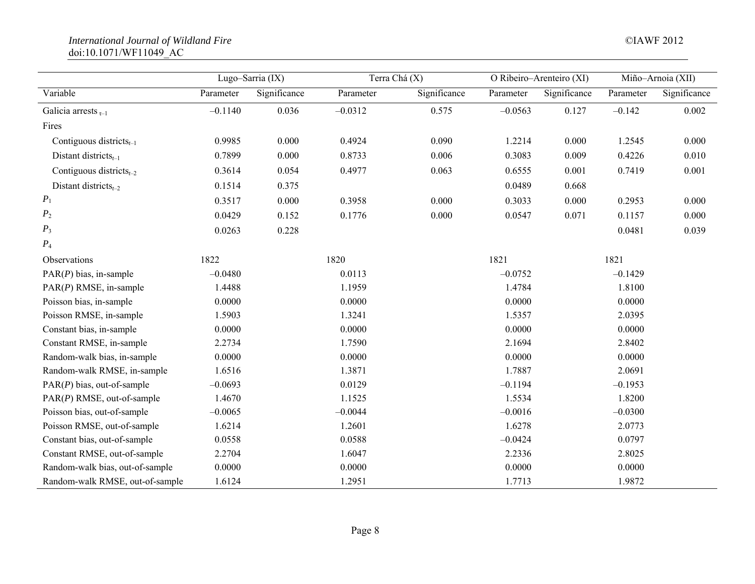| | Lugo–Sarria (IX) | | Terra Chá (X) | | O Ribeiro–Arenteiro (XI) | | Miño–Arnoia (XII) | |
|---|---|---|---|---|---|---|---|---|
| Variable | Parameter | Significance | Parameter | Significance | Parameter | Significance | Parameter | Significance |
| Galicia arrests $_{\tau-1}$ | –0.1140 | 0.036 | –0.0312 | 0.575 | –0.0563 | 0.127 | –0.142 | 0.002 |
| Fires | | | | | | | | |
| Contiguous districts$_{t-1}$ | 0.9985 | 0.000 | 0.4924 | 0.090 | 1.2214 | 0.000 | 1.2545 | 0.000 |
| Distant districts$_{t-1}$ | 0.7899 | 0.000 | 0.8733 | 0.006 | 0.3083 | 0.009 | 0.4226 | 0.010 |
| Contiguous districts$_{t-2}$ | 0.3614 | 0.054 | 0.4977 | 0.063 | 0.6555 | 0.001 | 0.7419 | 0.001 |
| Distant districts$_{t-2}$ | 0.1514 | 0.375 | | | 0.0489 | 0.668 | | |
| $P_1$ | 0.3517 | 0.000 | 0.3958 | 0.000 | 0.3033 | 0.000 | 0.2953 | 0.000 |
| $P_2$ | 0.0429 | 0.152 | 0.1776 | 0.000 | 0.0547 | 0.071 | 0.1157 | 0.000 |
| $P_3$ | 0.0263 | 0.228 | | | | | 0.0481 | 0.039 |
| $P_4$ | | | | | | | | |
| Observations | 1822 | | 1820 | | 1821 | | 1821 | |
| PAR($P$) bias, in-sample | –0.0480 | | 0.0113 | | –0.0752 | | –0.1429 | |
| PAR($P$) RMSE, in-sample | 1.4488 | | 1.1959 | | 1.4784 | | 1.8100 | |
| Poisson bias, in-sample | 0.0000 | | 0.0000 | | 0.0000 | | 0.0000 | |
| Poisson RMSE, in-sample | 1.5903 | | 1.3241 | | 1.5357 | | 2.0395 | |
| Constant bias, in-sample | 0.0000 | | 0.0000 | | 0.0000 | | 0.0000 | |
| Constant RMSE, in-sample | 2.2734 | | 1.7590 | | 2.1694 | | 2.8402 | |
| Random-walk bias, in-sample | 0.0000 | | 0.0000 | | 0.0000 | | 0.0000 | |
| Random-walk RMSE, in-sample | 1.6516 | | 1.3871 | | 1.7887 | | 2.0691 | |
| PAR($P$) bias, out-of-sample | –0.0693 | | 0.0129 | | –0.1194 | | –0.1953 | |
| PAR($P$) RMSE, out-of-sample | 1.4670 | | 1.1525 | | 1.5534 | | 1.8200 | |
| Poisson bias, out-of-sample | –0.0065 | | –0.0044 | | –0.0016 | | –0.0300 | |
| Poisson RMSE, out-of-sample | 1.6214 | | 1.2601 | | 1.6278 | | 2.0773 | |
| Constant bias, out-of-sample | 0.0558 | | 0.0588 | | –0.0424 | | 0.0797 | |
| Constant RMSE, out-of-sample | 2.2704 | | 1.6047 | | 2.2336 | | 2.8025 | |
| Random-walk bias, out-of-sample | 0.0000 | | 0.0000 | | 0.0000 | | 0.0000 | |
| Random-walk RMSE, out-of-sample | 1.6124 | | 1.2951 | | 1.7713 | | 1.9872 | |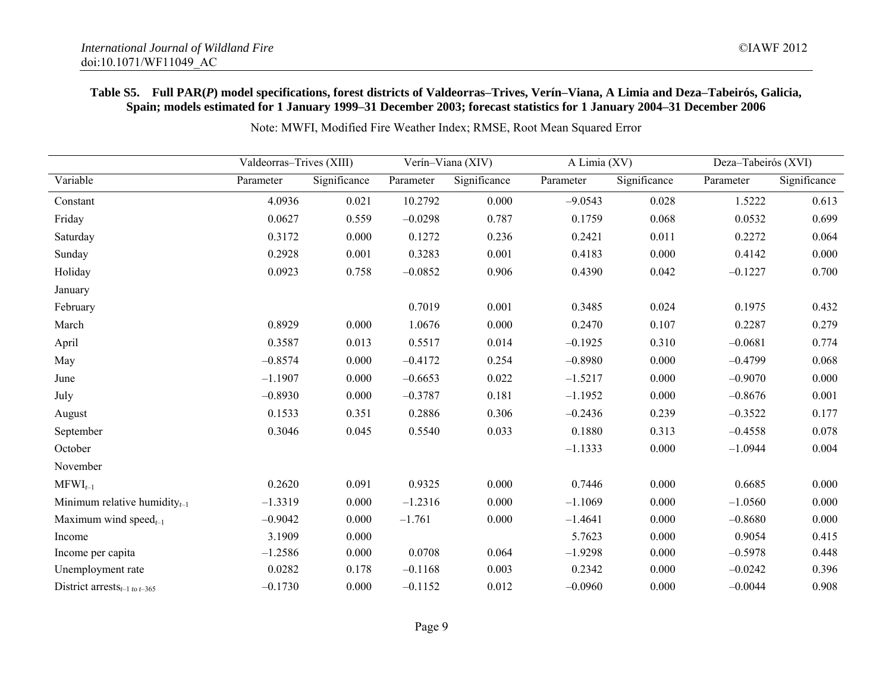**Table S5. Full PAR(*P*) model specifications, forest districts of Valdeorras–Trives, Verín–Viana, A Limia and Deza–Tabeirós, Galicia, Spain; models estimated for 1 January 1999–31 December 2003; forecast statistics for 1 January 2004–31 December 2006**

Note: MWFI, Modified Fire Weather Index; RMSE, Root Mean Squared Error

| | Valdeorras–Trives (XIII) | | Verín–Viana (XIV) | | A Limia (XV) | | Deza–Tabeirós (XVI) | |
|---|---|---|---|---|---|---|---|---|
| Variable | Parameter | Significance | Parameter | Significance | Parameter | Significance | Parameter | Significance |
| Constant | 4.0936 | 0.021 | 10.2792 | 0.000 | –9.0543 | 0.028 | 1.5222 | 0.613 |
| Friday | 0.0627 | 0.559 | –0.0298 | 0.787 | 0.1759 | 0.068 | 0.0532 | 0.699 |
| Saturday | 0.3172 | 0.000 | 0.1272 | 0.236 | 0.2421 | 0.011 | 0.2272 | 0.064 |
| Sunday | 0.2928 | 0.001 | 0.3283 | 0.001 | 0.4183 | 0.000 | 0.4142 | 0.000 |
| Holiday | 0.0923 | 0.758 | –0.0852 | 0.906 | 0.4390 | 0.042 | –0.1227 | 0.700 |
| January | | | | | | | | |
| February | | | 0.7019 | 0.001 | 0.3485 | 0.024 | 0.1975 | 0.432 |
| March | 0.8929 | 0.000 | 1.0676 | 0.000 | 0.2470 | 0.107 | 0.2287 | 0.279 |
| April | 0.3587 | 0.013 | 0.5517 | 0.014 | –0.1925 | 0.310 | –0.0681 | 0.774 |
| May | –0.8574 | 0.000 | –0.4172 | 0.254 | –0.8980 | 0.000 | –0.4799 | 0.068 |
| June | –1.1907 | 0.000 | –0.6653 | 0.022 | –1.5217 | 0.000 | –0.9070 | 0.000 |
| July | –0.8930 | 0.000 | –0.3787 | 0.181 | –1.1952 | 0.000 | –0.8676 | 0.001 |
| August | 0.1533 | 0.351 | 0.2886 | 0.306 | –0.2436 | 0.239 | –0.3522 | 0.177 |
| September | 0.3046 | 0.045 | 0.5540 | 0.033 | 0.1880 | 0.313 | –0.4558 | 0.078 |
| October | | | | | –1.1333 | 0.000 | –1.0944 | 0.004 |
| November | | | | | | | | |
| $\text{MFWI}_{t-1}$ | 0.2620 | 0.091 | 0.9325 | 0.000 | 0.7446 | 0.000 | 0.6685 | 0.000 |
| Minimum relative humidity$_{t-1}$ | –1.3319 | 0.000 | –1.2316 | 0.000 | –1.1069 | 0.000 | –1.0560 | 0.000 |
| Maximum wind speed$_{t-1}$ | –0.9042 | 0.000 | –1.761 | 0.000 | –1.4641 | 0.000 | –0.8680 | 0.000 |
| Income | 3.1909 | 0.000 | | | 5.7623 | 0.000 | 0.9054 | 0.415 |
| Income per capita | –1.2586 | 0.000 | 0.0708 | 0.064 | –1.9298 | 0.000 | –0.5978 | 0.448 |
| Unemployment rate | 0.0282 | 0.178 | –0.1168 | 0.003 | 0.2342 | 0.000 | –0.0242 | 0.396 |
| District arrests$_{t-1 \text{ to } t-365}$ | –0.1730 | 0.000 | –0.1152 | 0.012 | –0.0960 | 0.000 | –0.0044 | 0.908 |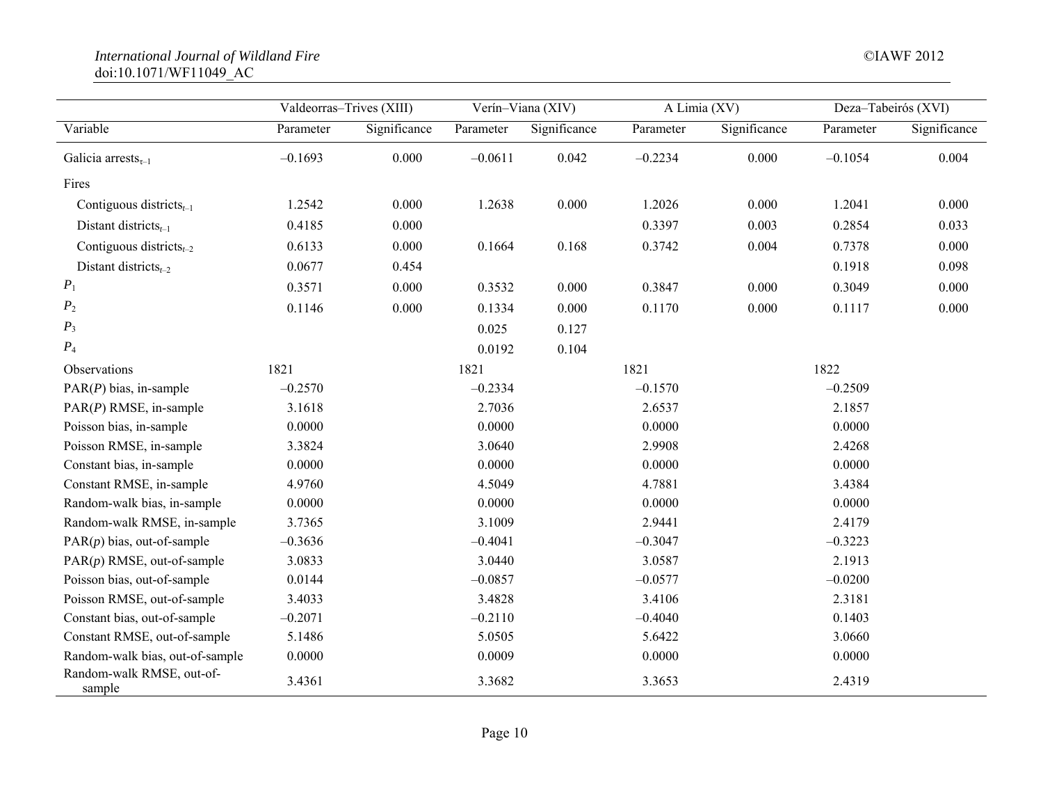| | Valdeorras–Trives (XIII) | | Verín–Viana (XIV) | | A Limia (XV) | | Deza–Tabeirós (XVI) | |
|---|---|---|---|---|---|---|---|---|
| Variable | Parameter | Significance | Parameter | Significance | Parameter | Significance | Parameter | Significance |
| Galicia arrests$_{t-1}$ | –0.1693 | 0.000 | –0.0611 | 0.042 | –0.2234 | 0.000 | –0.1054 | 0.004 |
| Fires | | | | | | | | |
| Contiguous districts$_{t-1}$ | 1.2542 | 0.000 | 1.2638 | 0.000 | 1.2026 | 0.000 | 1.2041 | 0.000 |
| Distant districts$_{t-1}$ | 0.4185 | 0.000 | | | 0.3397 | 0.003 | 0.2854 | 0.033 |
| Contiguous districts$_{t-2}$ | 0.6133 | 0.000 | 0.1664 | 0.168 | 0.3742 | 0.004 | 0.7378 | 0.000 |
| Distant districts$_{t-2}$ | 0.0677 | 0.454 | | | | | 0.1918 | 0.098 |
| $P_1$ | 0.3571 | 0.000 | 0.3532 | 0.000 | 0.3847 | 0.000 | 0.3049 | 0.000 |
| $P_2$ | 0.1146 | 0.000 | 0.1334 | 0.000 | 0.1170 | 0.000 | 0.1117 | 0.000 |
| $P_3$ | | | 0.025 | 0.127 | | | | |
| $P_4$ | | | 0.0192 | 0.104 | | | | |
| Observations | 1821 | | 1821 | | 1821 | | 1822 | |
| PAR($P$) bias, in-sample | –0.2570 | | –0.2334 | | –0.1570 | | –0.2509 | |
| PAR($P$) RMSE, in-sample | 3.1618 | | 2.7036 | | 2.6537 | | 2.1857 | |
| Poisson bias, in-sample | 0.0000 | | 0.0000 | | 0.0000 | | 0.0000 | |
| Poisson RMSE, in-sample | 3.3824 | | 3.0640 | | 2.9908 | | 2.4268 | |
| Constant bias, in-sample | 0.0000 | | 0.0000 | | 0.0000 | | 0.0000 | |
| Constant RMSE, in-sample | 4.9760 | | 4.5049 | | 4.7881 | | 3.4384 | |
| Random-walk bias, in-sample | 0.0000 | | 0.0000 | | 0.0000 | | 0.0000 | |
| Random-walk RMSE, in-sample | 3.7365 | | 3.1009 | | 2.9441 | | 2.4179 | |
| PAR($p$) bias, out-of-sample | –0.3636 | | –0.4041 | | –0.3047 | | –0.3223 | |
| PAR($p$) RMSE, out-of-sample | 3.0833 | | 3.0440 | | 3.0587 | | 2.1913 | |
| Poisson bias, out-of-sample | 0.0144 | | –0.0857 | | –0.0577 | | –0.0200 | |
| Poisson RMSE, out-of-sample | 3.4033 | | 3.4828 | | 3.4106 | | 2.3181 | |
| Constant bias, out-of-sample | –0.2071 | | –0.2110 | | –0.4040 | | 0.1403 | |
| Constant RMSE, out-of-sample | 5.1486 | | 5.0505 | | 5.6422 | | 3.0660 | |
| Random-walk bias, out-of-sample | 0.0000 | | 0.0009 | | 0.0000 | | 0.0000 | |
| Random-walk RMSE, out-of-sample | 3.4361 | | 3.3682 | | 3.3653 | | 2.4319 | |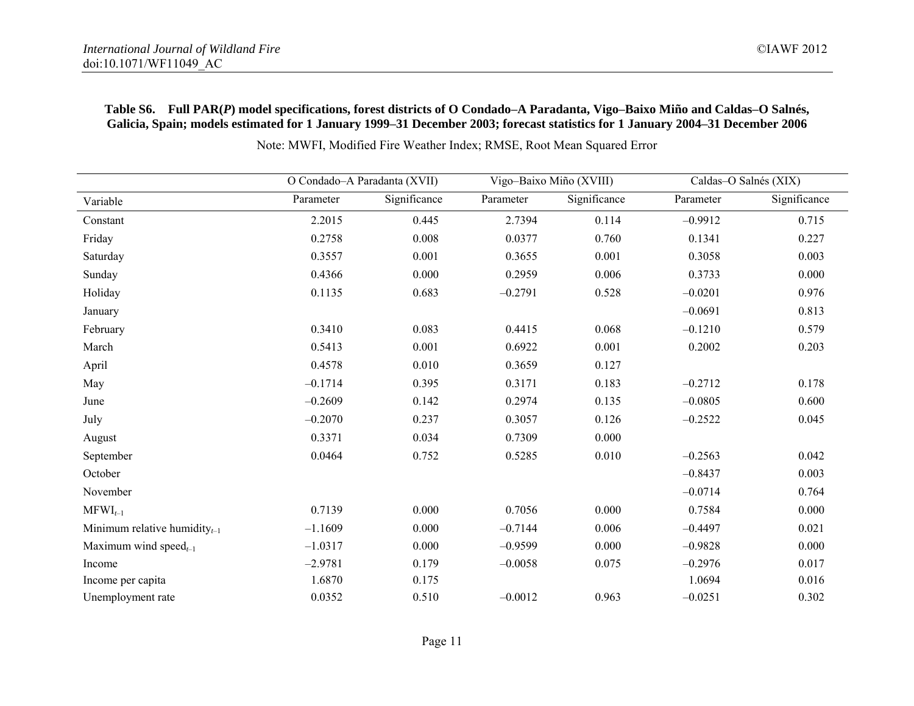**Table S6. Full PAR(*P*) model specifications, forest districts of O Condado–A Paradanta, Vigo–Baixo Miño and Caldas–O Salnés, Galicia, Spain; models estimated for 1 January 1999–31 December 2003; forecast statistics for 1 January 2004–31 December 2006**

Note: MWFI, Modified Fire Weather Index; RMSE, Root Mean Squared Error

| | O Condado–A Paradanta (XVII) | | Vigo–Baixo Miño (XVIII) | | Caldas–O Salnés (XIX) | |
|---|---|---|---|---|---|---|
| Variable | Parameter | Significance | Parameter | Significance | Parameter | Significance |
| Constant | 2.2015 | 0.445 | 2.7394 | 0.114 | –0.9912 | 0.715 |
| Friday | 0.2758 | 0.008 | 0.0377 | 0.760 | 0.1341 | 0.227 |
| Saturday | 0.3557 | 0.001 | 0.3655 | 0.001 | 0.3058 | 0.003 |
| Sunday | 0.4366 | 0.000 | 0.2959 | 0.006 | 0.3733 | 0.000 |
| Holiday | 0.1135 | 0.683 | –0.2791 | 0.528 | –0.0201 | 0.976 |
| January | | | | | –0.0691 | 0.813 |
| February | 0.3410 | 0.083 | 0.4415 | 0.068 | –0.1210 | 0.579 |
| March | 0.5413 | 0.001 | 0.6922 | 0.001 | 0.2002 | 0.203 |
| April | 0.4578 | 0.010 | 0.3659 | 0.127 | | |
| May | –0.1714 | 0.395 | 0.3171 | 0.183 | –0.2712 | 0.178 |
| June | –0.2609 | 0.142 | 0.2974 | 0.135 | –0.0805 | 0.600 |
| July | –0.2070 | 0.237 | 0.3057 | 0.126 | –0.2522 | 0.045 |
| August | 0.3371 | 0.034 | 0.7309 | 0.000 | | |
| September | 0.0464 | 0.752 | 0.5285 | 0.010 | –0.2563 | 0.042 |
| October | | | | | –0.8437 | 0.003 |
| November | | | | | –0.0714 | 0.764 |
| $MFWI_{t-1}$ | 0.7139 | 0.000 | 0.7056 | 0.000 | 0.7584 | 0.000 |
| Minimum relative humidity$_{t-1}$ | –1.1609 | 0.000 | –0.7144 | 0.006 | –0.4497 | 0.021 |
| Maximum wind speed$_{t-1}$ | –1.0317 | 0.000 | –0.9599 | 0.000 | –0.9828 | 0.000 |
| Income | –2.9781 | 0.179 | –0.0058 | 0.075 | –0.2976 | 0.017 |
| Income per capita | 1.6870 | 0.175 | | | 1.0694 | 0.016 |
| Unemployment rate | 0.0352 | 0.510 | –0.0012 | 0.963 | –0.0251 | 0.302 |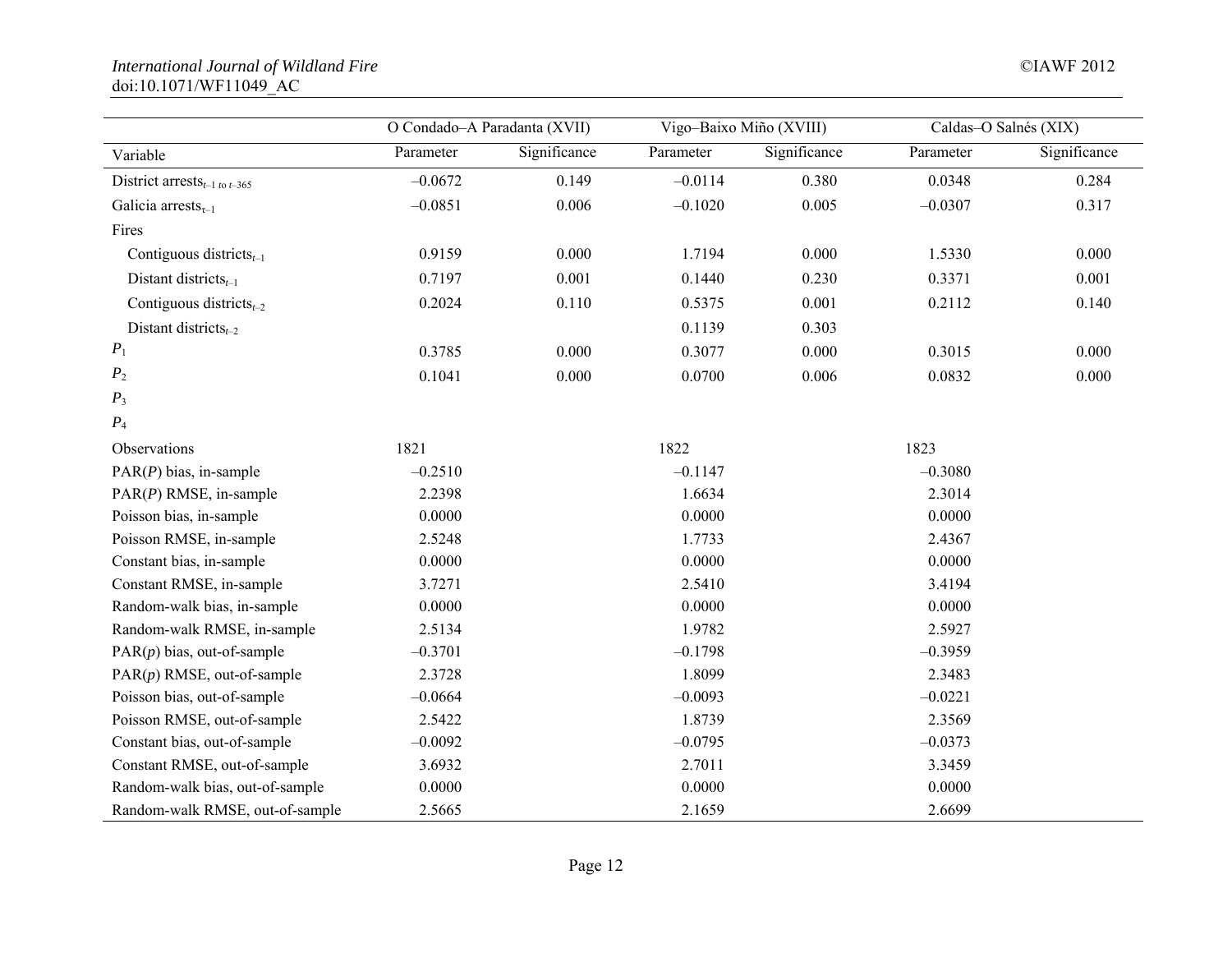| | O Condado–A Paradanta (XVII) | | Vigo–Baixo Miño (XVIII) | | Caldas–O Salnés (XIX) | |
|---|---|---|---|---|---|---|
| Variable | Parameter | Significance | Parameter | Significance | Parameter | Significance |
| District arrests$_{t-1\ to\ t-365}$ | –0.0672 | 0.149 | –0.0114 | 0.380 | 0.0348 | 0.284 |
| Galicia arrests$_{t-1}$ | –0.0851 | 0.006 | –0.1020 | 0.005 | –0.0307 | 0.317 |
| Fires | | | | | | |
| Contiguous districts$_{t-1}$ | 0.9159 | 0.000 | 1.7194 | 0.000 | 1.5330 | 0.000 |
| Distant districts$_{t-1}$ | 0.7197 | 0.001 | 0.1440 | 0.230 | 0.3371 | 0.001 |
| Contiguous districts$_{t-2}$ | 0.2024 | 0.110 | 0.5375 | 0.001 | 0.2112 | 0.140 |
| Distant districts$_{t-2}$ | | | 0.1139 | 0.303 | | |
| $P_1$ | 0.3785 | 0.000 | 0.3077 | 0.000 | 0.3015 | 0.000 |
| $P_2$ | 0.1041 | 0.000 | 0.0700 | 0.006 | 0.0832 | 0.000 |
| $P_3$ | | | | | | |
| $P_4$ | | | | | | |
| Observations | 1821 | | 1822 | | 1823 | |
| PAR($P$) bias, in-sample | –0.2510 | | –0.1147 | | –0.3080 | |
| PAR($P$) RMSE, in-sample | 2.2398 | | 1.6634 | | 2.3014 | |
| Poisson bias, in-sample | 0.0000 | | 0.0000 | | 0.0000 | |
| Poisson RMSE, in-sample | 2.5248 | | 1.7733 | | 2.4367 | |
| Constant bias, in-sample | 0.0000 | | 0.0000 | | 0.0000 | |
| Constant RMSE, in-sample | 3.7271 | | 2.5410 | | 3.4194 | |
| Random-walk bias, in-sample | 0.0000 | | 0.0000 | | 0.0000 | |
| Random-walk RMSE, in-sample | 2.5134 | | 1.9782 | | 2.5927 | |
| PAR($p$) bias, out-of-sample | –0.3701 | | –0.1798 | | –0.3959 | |
| PAR($p$) RMSE, out-of-sample | 2.3728 | | 1.8099 | | 2.3483 | |
| Poisson bias, out-of-sample | –0.0664 | | –0.0093 | | –0.0221 | |
| Poisson RMSE, out-of-sample | 2.5422 | | 1.8739 | | 2.3569 | |
| Constant bias, out-of-sample | –0.0092 | | –0.0795 | | –0.0373 | |
| Constant RMSE, out-of-sample | 3.6932 | | 2.7011 | | 3.3459 | |
| Random-walk bias, out-of-sample | 0.0000 | | 0.0000 | | 0.0000 | |
| Random-walk RMSE, out-of-sample | 2.5665 | | 2.1659 | | 2.6699 | |